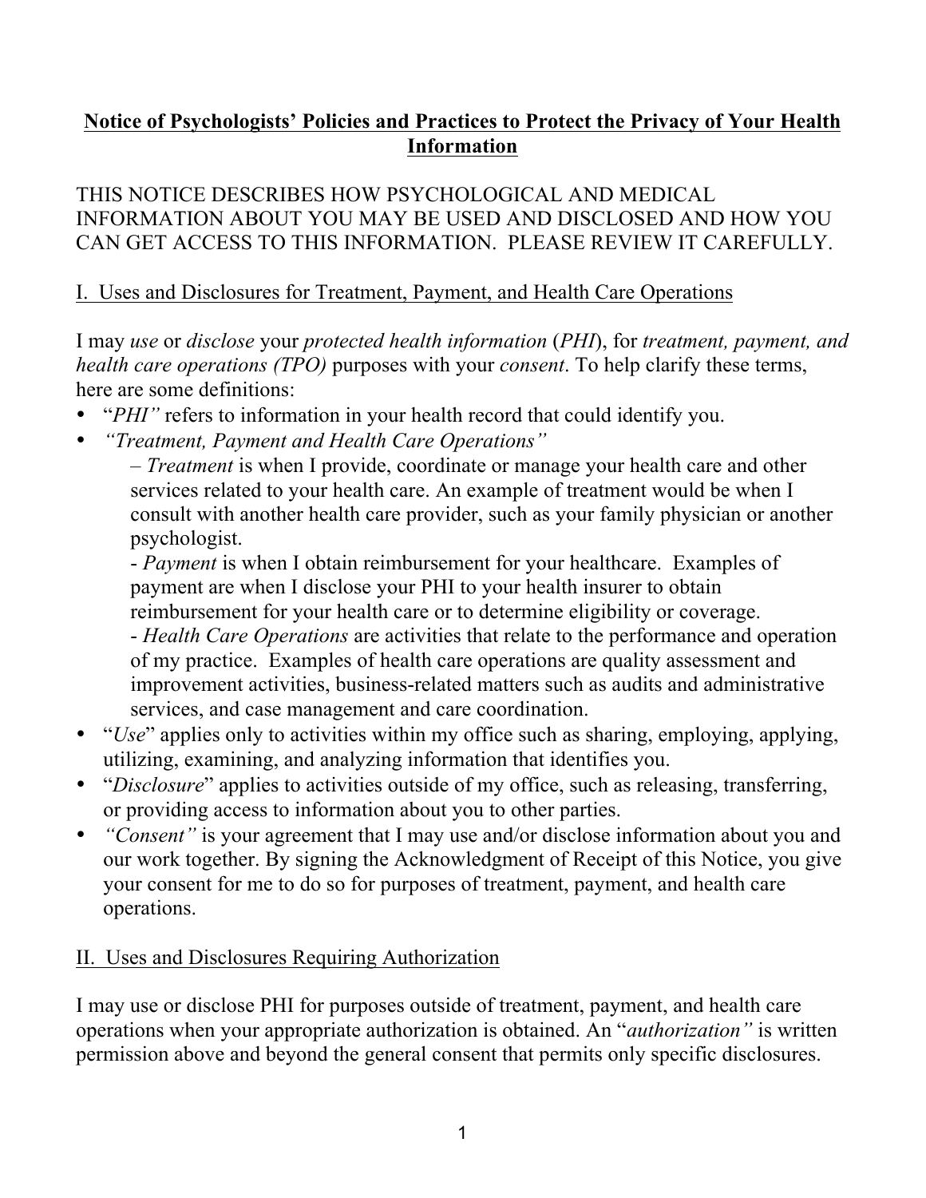# Notice of Psychologists' Policies and Practices to Protect the Privacy of Your Health Information

THIS NOTICE DESCRIBES HOW PSYCHOLOGICAL AND MEDICAL INFORMATION ABOUT YOU MAY BE USED AND DISCLOSED AND HOW YOU CAN GET ACCESS TO THIS INFORMATION. PLEASE REVIEW IT CAREFULLY.

## I. Uses and Disclosures for Treatment, Payment, and Health Care Operations

I may *use* or *disclose* your *protected health information* (*PHI*), for *treatment, payment, and health care operations (TPO)* purposes with your *consent*. To help clarify these terms, here are some definitions:

- "*PHI"* refers to information in your health record that could identify you.
- *"Treatment, Payment and Health Care Operations"*
  – *Treatment* is when I provide, coordinate or manage your health care and other services related to your health care. An example of treatment would be when I consult with another health care provider, such as your family physician or another psychologist.
  - *Payment* is when I obtain reimbursement for your healthcare. Examples of payment are when I disclose your PHI to your health insurer to obtain reimbursement for your health care or to determine eligibility or coverage.
  - *Health Care Operations* are activities that relate to the performance and operation of my practice. Examples of health care operations are quality assessment and improvement activities, business-related matters such as audits and administrative services, and case management and care coordination.
- "*Use*" applies only to activities within my office such as sharing, employing, applying, utilizing, examining, and analyzing information that identifies you.
- "*Disclosure*" applies to activities outside of my office, such as releasing, transferring, or providing access to information about you to other parties.
- *"Consent"* is your agreement that I may use and/or disclose information about you and our work together. By signing the Acknowledgment of Receipt of this Notice, you give your consent for me to do so for purposes of treatment, payment, and health care operations.

## II. Uses and Disclosures Requiring Authorization

I may use or disclose PHI for purposes outside of treatment, payment, and health care operations when your appropriate authorization is obtained. An "*authorization"* is written permission above and beyond the general consent that permits only specific disclosures.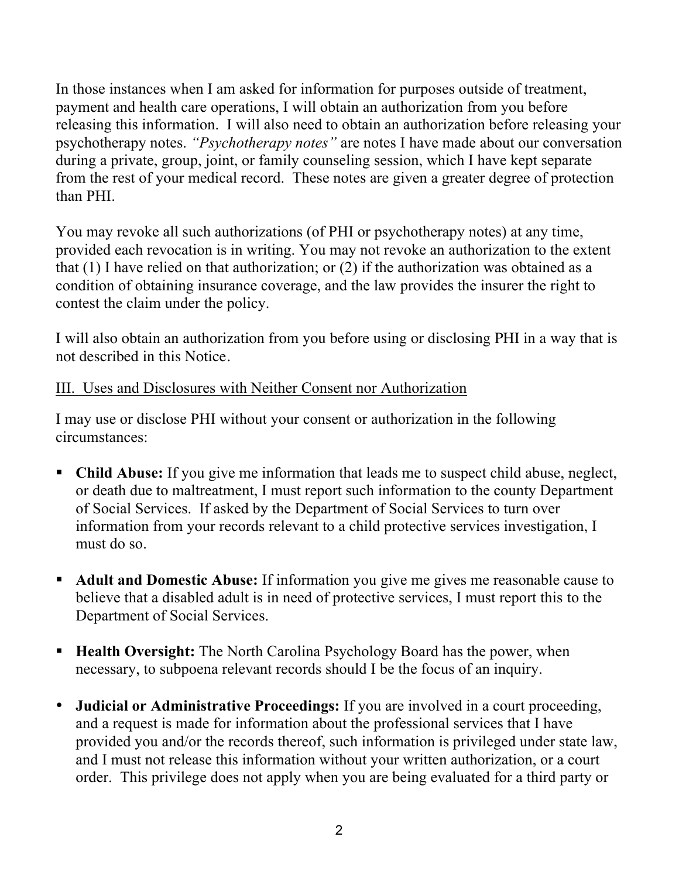In those instances when I am asked for information for purposes outside of treatment, payment and health care operations, I will obtain an authorization from you before releasing this information. I will also need to obtain an authorization before releasing your psychotherapy notes. *"Psychotherapy notes"* are notes I have made about our conversation during a private, group, joint, or family counseling session, which I have kept separate from the rest of your medical record. These notes are given a greater degree of protection than PHI.

You may revoke all such authorizations (of PHI or psychotherapy notes) at any time, provided each revocation is in writing. You may not revoke an authorization to the extent that (1) I have relied on that authorization; or (2) if the authorization was obtained as a condition of obtaining insurance coverage, and the law provides the insurer the right to contest the claim under the policy.

I will also obtain an authorization from you before using or disclosing PHI in a way that is not described in this Notice.

<u>III. Uses and Disclosures with Neither Consent nor Authorization</u>

I may use or disclose PHI without your consent or authorization in the following circumstances:

- **Child Abuse:** If you give me information that leads me to suspect child abuse, neglect, or death due to maltreatment, I must report such information to the county Department of Social Services. If asked by the Department of Social Services to turn over information from your records relevant to a child protective services investigation, I must do so.

- **Adult and Domestic Abuse:** If information you give me gives me reasonable cause to believe that a disabled adult is in need of protective services, I must report this to the Department of Social Services.

- **Health Oversight:** The North Carolina Psychology Board has the power, when necessary, to subpoena relevant records should I be the focus of an inquiry.

- **Judicial or Administrative Proceedings:** If you are involved in a court proceeding, and a request is made for information about the professional services that I have provided you and/or the records thereof, such information is privileged under state law, and I must not release this information without your written authorization, or a court order. This privilege does not apply when you are being evaluated for a third party or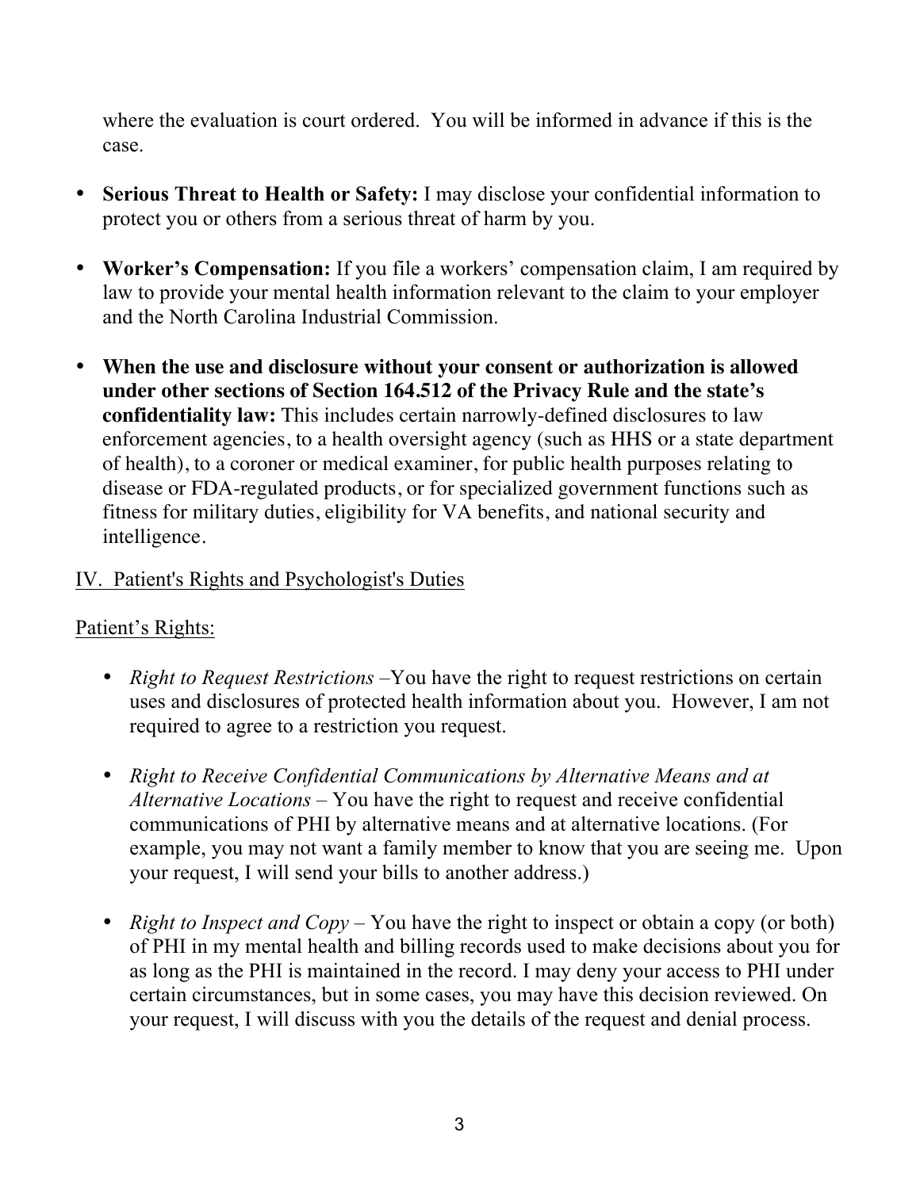where the evaluation is court ordered. You will be informed in advance if this is the case.

- **Serious Threat to Health or Safety:** I may disclose your confidential information to protect you or others from a serious threat of harm by you.

- **Worker's Compensation:** If you file a workers' compensation claim, I am required by law to provide your mental health information relevant to the claim to your employer and the North Carolina Industrial Commission.

- **When the use and disclosure without your consent or authorization is allowed under other sections of Section 164.512 of the Privacy Rule and the state's confidentiality law:** This includes certain narrowly-defined disclosures to law enforcement agencies, to a health oversight agency (such as HHS or a state department of health), to a coroner or medical examiner, for public health purposes relating to disease or FDA-regulated products, or for specialized government functions such as fitness for military duties, eligibility for VA benefits, and national security and intelligence.

<u>IV. Patient's Rights and Psychologist's Duties</u>

<u>Patient's Rights:</u>

- *Right to Request Restrictions* –You have the right to request restrictions on certain uses and disclosures of protected health information about you. However, I am not required to agree to a restriction you request.

- *Right to Receive Confidential Communications by Alternative Means and at Alternative Locations* – You have the right to request and receive confidential communications of PHI by alternative means and at alternative locations. (For example, you may not want a family member to know that you are seeing me. Upon your request, I will send your bills to another address.)

- *Right to Inspect and Copy* – You have the right to inspect or obtain a copy (or both) of PHI in my mental health and billing records used to make decisions about you for as long as the PHI is maintained in the record. I may deny your access to PHI under certain circumstances, but in some cases, you may have this decision reviewed. On your request, I will discuss with you the details of the request and denial process.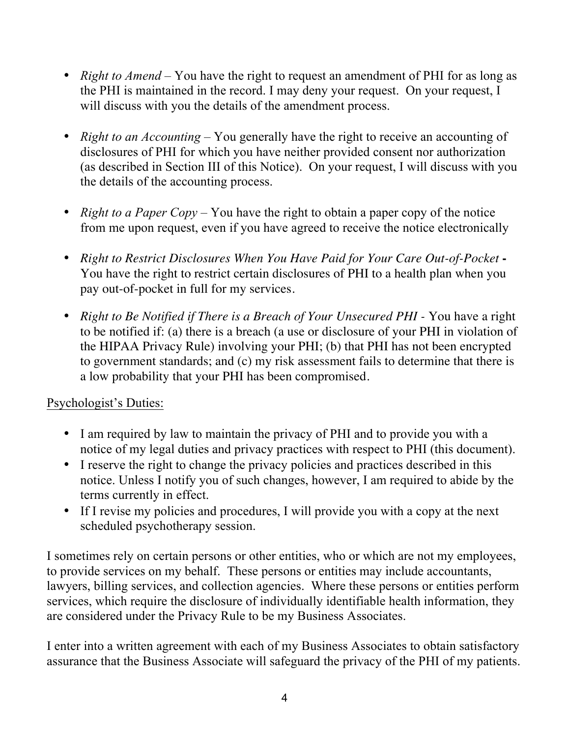- *Right to Amend* – You have the right to request an amendment of PHI for as long as the PHI is maintained in the record. I may deny your request. On your request, I will discuss with you the details of the amendment process.

- *Right to an Accounting* – You generally have the right to receive an accounting of disclosures of PHI for which you have neither provided consent nor authorization (as described in Section III of this Notice). On your request, I will discuss with you the details of the accounting process.

- *Right to a Paper Copy* – You have the right to obtain a paper copy of the notice from me upon request, even if you have agreed to receive the notice electronically

- *Right to Restrict Disclosures When You Have Paid for Your Care Out-of-Pocket* **-** You have the right to restrict certain disclosures of PHI to a health plan when you pay out-of-pocket in full for my services.

- *Right to Be Notified if There is a Breach of Your Unsecured PHI* - You have a right to be notified if: (a) there is a breach (a use or disclosure of your PHI in violation of the HIPAA Privacy Rule) involving your PHI; (b) that PHI has not been encrypted to government standards; and (c) my risk assessment fails to determine that there is a low probability that your PHI has been compromised.

<u>Psychologist's Duties:</u>

- I am required by law to maintain the privacy of PHI and to provide you with a notice of my legal duties and privacy practices with respect to PHI (this document).
- I reserve the right to change the privacy policies and practices described in this notice. Unless I notify you of such changes, however, I am required to abide by the terms currently in effect.
- If I revise my policies and procedures, I will provide you with a copy at the next scheduled psychotherapy session.

I sometimes rely on certain persons or other entities, who or which are not my employees, to provide services on my behalf. These persons or entities may include accountants, lawyers, billing services, and collection agencies. Where these persons or entities perform services, which require the disclosure of individually identifiable health information, they are considered under the Privacy Rule to be my Business Associates.

I enter into a written agreement with each of my Business Associates to obtain satisfactory assurance that the Business Associate will safeguard the privacy of the PHI of my patients.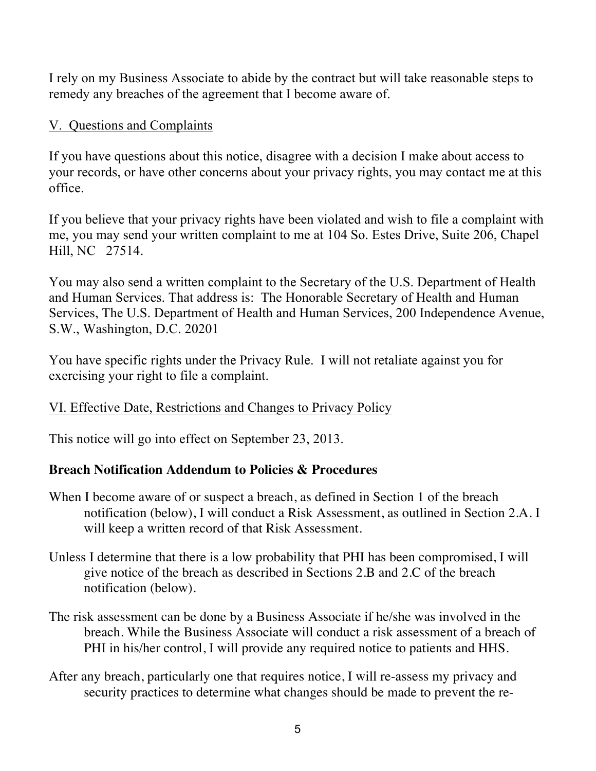I rely on my Business Associate to abide by the contract but will take reasonable steps to remedy any breaches of the agreement that I become aware of.

## V. Questions and Complaints

If you have questions about this notice, disagree with a decision I make about access to your records, or have other concerns about your privacy rights, you may contact me at this office.

If you believe that your privacy rights have been violated and wish to file a complaint with me, you may send your written complaint to me at 104 So. Estes Drive, Suite 206, Chapel Hill, NC 27514.

You may also send a written complaint to the Secretary of the U.S. Department of Health and Human Services. That address is: The Honorable Secretary of Health and Human Services, The U.S. Department of Health and Human Services, 200 Independence Avenue, S.W., Washington, D.C. 20201

You have specific rights under the Privacy Rule. I will not retaliate against you for exercising your right to file a complaint.

## VI. Effective Date, Restrictions and Changes to Privacy Policy

This notice will go into effect on September 23, 2013.

## Breach Notification Addendum to Policies & Procedures

When I become aware of or suspect a breach, as defined in Section 1 of the breach notification (below), I will conduct a Risk Assessment, as outlined in Section 2.A. I will keep a written record of that Risk Assessment.

Unless I determine that there is a low probability that PHI has been compromised, I will give notice of the breach as described in Sections 2.B and 2.C of the breach notification (below).

The risk assessment can be done by a Business Associate if he/she was involved in the breach. While the Business Associate will conduct a risk assessment of a breach of PHI in his/her control, I will provide any required notice to patients and HHS.

After any breach, particularly one that requires notice, I will re-assess my privacy and security practices to determine what changes should be made to prevent the re-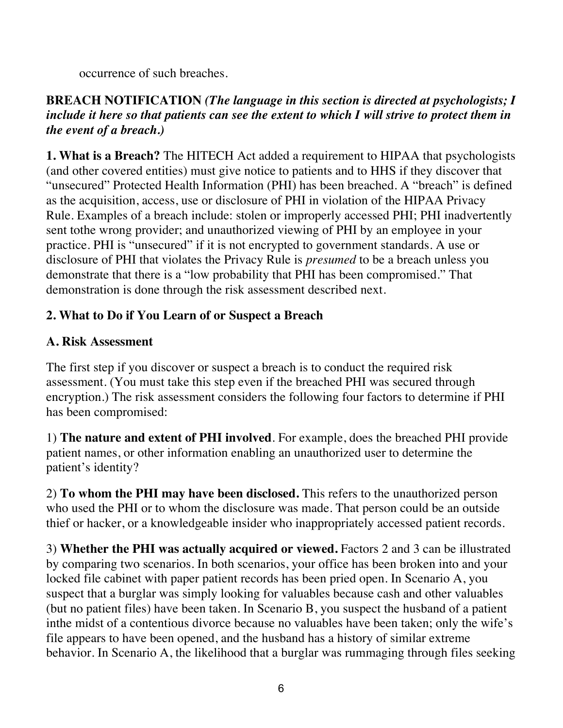occurrence of such breaches.

**BREACH NOTIFICATION** ***(The language in this section is directed at psychologists; I include it here so that patients can see the extent to which I will strive to protect them in the event of a breach.)***

**1. What is a Breach?** The HITECH Act added a requirement to HIPAA that psychologists (and other covered entities) must give notice to patients and to HHS if they discover that "unsecured" Protected Health Information (PHI) has been breached. A "breach" is defined as the acquisition, access, use or disclosure of PHI in violation of the HIPAA Privacy Rule. Examples of a breach include: stolen or improperly accessed PHI; PHI inadvertently sent tothe wrong provider; and unauthorized viewing of PHI by an employee in your practice. PHI is "unsecured" if it is not encrypted to government standards. A use or disclosure of PHI that violates the Privacy Rule is *presumed* to be a breach unless you demonstrate that there is a "low probability that PHI has been compromised." That demonstration is done through the risk assessment described next.

**2. What to Do if You Learn of or Suspect a Breach**

**A. Risk Assessment**

The first step if you discover or suspect a breach is to conduct the required risk assessment. (You must take this step even if the breached PHI was secured through encryption.) The risk assessment considers the following four factors to determine if PHI has been compromised:

1) **The nature and extent of PHI involved**. For example, does the breached PHI provide patient names, or other information enabling an unauthorized user to determine the patient's identity?

2) **To whom the PHI may have been disclosed.** This refers to the unauthorized person who used the PHI or to whom the disclosure was made. That person could be an outside thief or hacker, or a knowledgeable insider who inappropriately accessed patient records.

3) **Whether the PHI was actually acquired or viewed.** Factors 2 and 3 can be illustrated by comparing two scenarios. In both scenarios, your office has been broken into and your locked file cabinet with paper patient records has been pried open. In Scenario A, you suspect that a burglar was simply looking for valuables because cash and other valuables (but no patient files) have been taken. In Scenario B, you suspect the husband of a patient inthe midst of a contentious divorce because no valuables have been taken; only the wife's file appears to have been opened, and the husband has a history of similar extreme behavior. In Scenario A, the likelihood that a burglar was rummaging through files seeking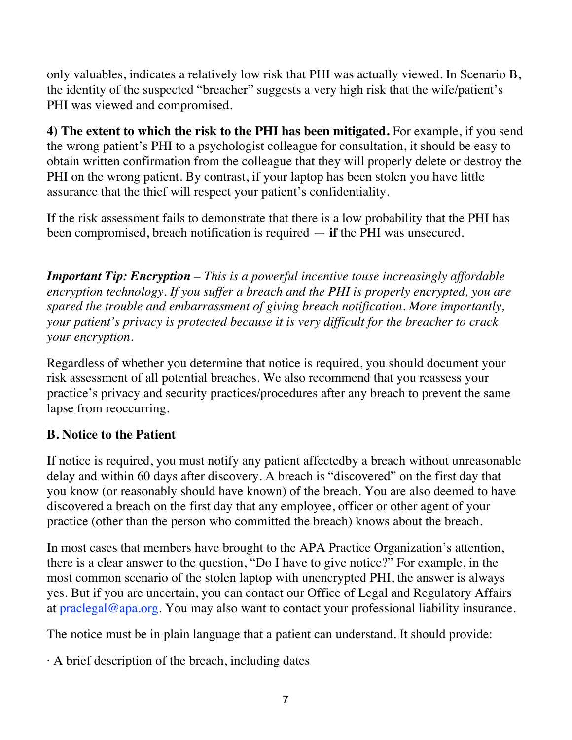only valuables, indicates a relatively low risk that PHI was actually viewed. In Scenario B, the identity of the suspected "breacher" suggests a very high risk that the wife/patient's PHI was viewed and compromised.

**4) The extent to which the risk to the PHI has been mitigated.** For example, if you send the wrong patient's PHI to a psychologist colleague for consultation, it should be easy to obtain written confirmation from the colleague that they will properly delete or destroy the PHI on the wrong patient. By contrast, if your laptop has been stolen you have little assurance that the thief will respect your patient's confidentiality.

If the risk assessment fails to demonstrate that there is a low probability that the PHI has been compromised, breach notification is required — **if** the PHI was unsecured.

***Important Tip: Encryption*** *– This is a powerful incentive touse increasingly affordable encryption technology. If you suffer a breach and the PHI is properly encrypted, you are spared the trouble and embarrassment of giving breach notification. More importantly, your patient's privacy is protected because it is very difficult for the breacher to crack your encryption.*

Regardless of whether you determine that notice is required, you should document your risk assessment of all potential breaches. We also recommend that you reassess your practice's privacy and security practices/procedures after any breach to prevent the same lapse from reoccurring.

### B. Notice to the Patient

If notice is required, you must notify any patient affectedby a breach without unreasonable delay and within 60 days after discovery. A breach is "discovered" on the first day that you know (or reasonably should have known) of the breach. You are also deemed to have discovered a breach on the first day that any employee, officer or other agent of your practice (other than the person who committed the breach) knows about the breach.

In most cases that members have brought to the APA Practice Organization's attention, there is a clear answer to the question, "Do I have to give notice?" For example, in the most common scenario of the stolen laptop with unencrypted PHI, the answer is always yes. But if you are uncertain, you can contact our Office of Legal and Regulatory Affairs at praclegal@apa.org. You may also want to contact your professional liability insurance.

The notice must be in plain language that a patient can understand. It should provide:

· A brief description of the breach, including dates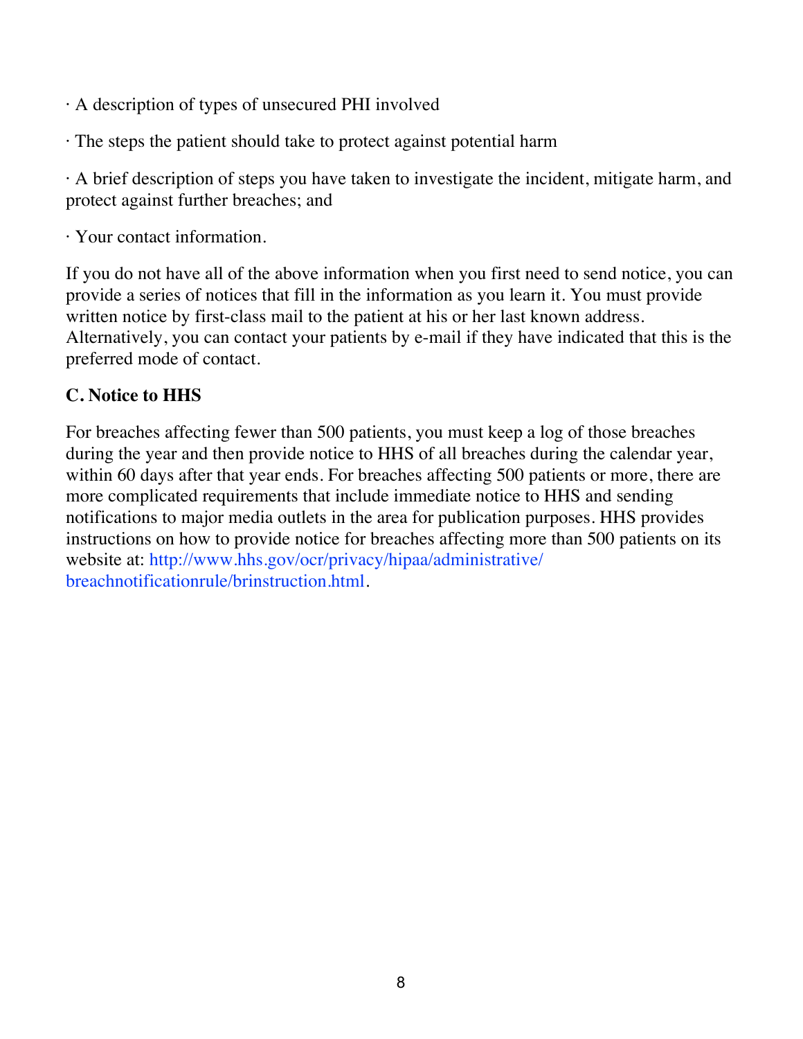- A description of types of unsecured PHI involved
- The steps the patient should take to protect against potential harm
- A brief description of steps you have taken to investigate the incident, mitigate harm, and protect against further breaches; and
- Your contact information.

If you do not have all of the above information when you first need to send notice, you can provide a series of notices that fill in the information as you learn it. You must provide written notice by first-class mail to the patient at his or her last known address. Alternatively, you can contact your patients by e-mail if they have indicated that this is the preferred mode of contact.

### C. Notice to HHS

For breaches affecting fewer than 500 patients, you must keep a log of those breaches during the year and then provide notice to HHS of all breaches during the calendar year, within 60 days after that year ends. For breaches affecting 500 patients or more, there are more complicated requirements that include immediate notice to HHS and sending notifications to major media outlets in the area for publication purposes. HHS provides instructions on how to provide notice for breaches affecting more than 500 patients on its website at: http://www.hhs.gov/ocr/privacy/hipaa/administrative/breachnotificationrule/brinstruction.html.